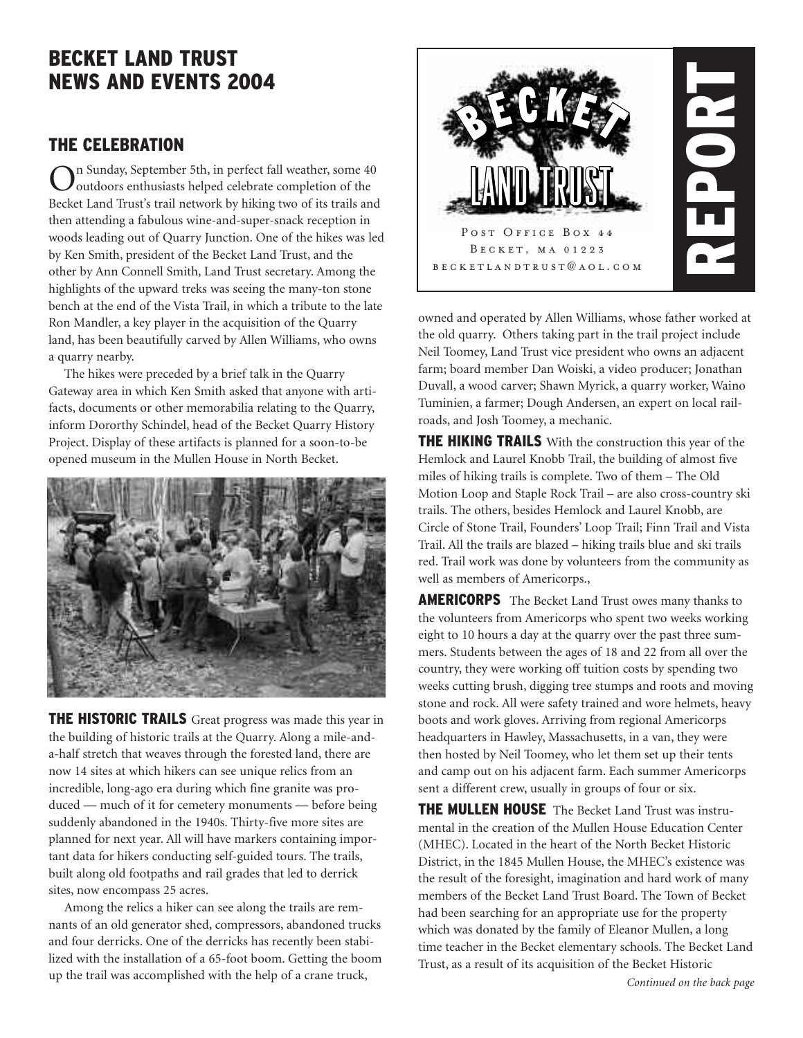# BECKET LAND TRUST NEWS AND EVENTS 2004

BECKET LAND TRUST

REPORT

Post Office Box 44
Becket, MA 01223
becketlandtrust@aol.com

## THE CELEBRATION

On Sunday, September 5th, in perfect fall weather, some 40 outdoors enthusiasts helped celebrate completion of the Becket Land Trust's trail network by hiking two of its trails and then attending a fabulous wine-and-super-snack reception in woods leading out of Quarry Junction. One of the hikes was led by Ken Smith, president of the Becket Land Trust, and the other by Ann Connell Smith, Land Trust secretary. Among the highlights of the upward treks was seeing the many-ton stone bench at the end of the Vista Trail, in which a tribute to the late Ron Mandler, a key player in the acquisition of the Quarry land, has been beautifully carved by Allen Williams, who owns a quarry nearby.

The hikes were preceded by a brief talk in the Quarry Gateway area in which Ken Smith asked that anyone with artifacts, documents or other memorabilia relating to the Quarry, inform Dororthy Schindel, head of the Becket Quarry History Project. Display of these artifacts is planned for a soon-to-be opened museum in the Mullen House in North Becket.

**THE HISTORIC TRAILS** Great progress was made this year in the building of historic trails at the Quarry. Along a mile-and-a-half stretch that weaves through the forested land, there are now 14 sites at which hikers can see unique relics from an incredible, long-ago era during which fine granite was produced — much of it for cemetery monuments — before being suddenly abandoned in the 1940s. Thirty-five more sites are planned for next year. All will have markers containing important data for hikers conducting self-guided tours. The trails, built along old footpaths and rail grades that led to derrick sites, now encompass 25 acres.

Among the relics a hiker can see along the trails are remnants of an old generator shed, compressors, abandoned trucks and four derricks. One of the derricks has recently been stabilized with the installation of a 65-foot boom. Getting the boom up the trail was accomplished with the help of a crane truck, owned and operated by Allen Williams, whose father worked at the old quarry. Others taking part in the trail project include Neil Toomey, Land Trust vice president who owns an adjacent farm; board member Dan Woiski, a video producer; Jonathan Duvall, a wood carver; Shawn Myrick, a quarry worker, Waino Tuminien, a farmer; Dough Andersen, an expert on local railroads, and Josh Toomey, a mechanic.

**THE HIKING TRAILS** With the construction this year of the Hemlock and Laurel Knobb Trail, the building of almost five miles of hiking trails is complete. Two of them – The Old Motion Loop and Staple Rock Trail – are also cross-country ski trails. The others, besides Hemlock and Laurel Knobb, are Circle of Stone Trail, Founders' Loop Trail; Finn Trail and Vista Trail. All the trails are blazed – hiking trails blue and ski trails red. Trail work was done by volunteers from the community as well as members of Americorps.,

**AMERICORPS** The Becket Land Trust owes many thanks to the volunteers from Americorps who spent two weeks working eight to 10 hours a day at the quarry over the past three summers. Students between the ages of 18 and 22 from all over the country, they were working off tuition costs by spending two weeks cutting brush, digging tree stumps and roots and moving stone and rock. All were safety trained and wore helmets, heavy boots and work gloves. Arriving from regional Americorps headquarters in Hawley, Massachusetts, in a van, they were then hosted by Neil Toomey, who let them set up their tents and camp out on his adjacent farm. Each summer Americorps sent a different crew, usually in groups of four or six.

**THE MULLEN HOUSE** The Becket Land Trust was instrumental in the creation of the Mullen House Education Center (MHEC). Located in the heart of the North Becket Historic District, in the 1845 Mullen House, the MHEC's existence was the result of the foresight, imagination and hard work of many members of the Becket Land Trust Board. The Town of Becket had been searching for an appropriate use for the property which was donated by the family of Eleanor Mullen, a long time teacher in the Becket elementary schools. The Becket Land Trust, as a result of its acquisition of the Becket Historic

*Continued on the back page*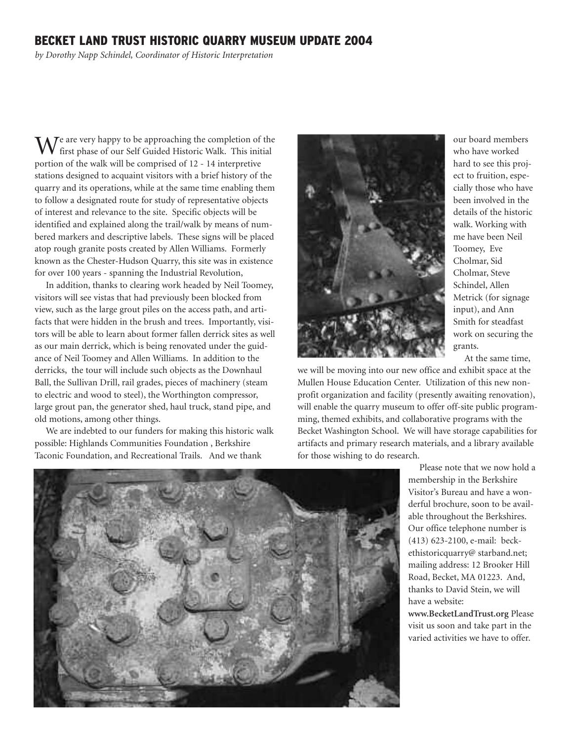## BECKET LAND TRUST HISTORIC QUARRY MUSEUM UPDATE 2004

*by Dorothy Napp Schindel, Coordinator of Historic Interpretation*

We are very happy to be approaching the completion of the first phase of our Self Guided Historic Walk. This initial portion of the walk will be comprised of 12 - 14 interpretive stations designed to acquaint visitors with a brief history of the quarry and its operations, while at the same time enabling them to follow a designated route for study of representative objects of interest and relevance to the site. Specific objects will be identified and explained along the trail/walk by means of numbered markers and descriptive labels. These signs will be placed atop rough granite posts created by Allen Williams. Formerly known as the Chester-Hudson Quarry, this site was in existence for over 100 years - spanning the Industrial Revolution,

In addition, thanks to clearing work headed by Neil Toomey, visitors will see vistas that had previously been blocked from view, such as the large grout piles on the access path, and artifacts that were hidden in the brush and trees. Importantly, visitors will be able to learn about former fallen derrick sites as well as our main derrick, which is being renovated under the guidance of Neil Toomey and Allen Williams. In addition to the derricks, the tour will include such objects as the Downhaul Ball, the Sullivan Drill, rail grades, pieces of machinery (steam to electric and wood to steel), the Worthington compressor, large grout pan, the generator shed, haul truck, stand pipe, and old motions, among other things.

We are indebted to our funders for making this historic walk possible: Highlands Communities Foundation , Berkshire Taconic Foundation, and Recreational Trails. And we thank our board members who have worked hard to see this project to fruition, especially those who have been involved in the details of the historic walk. Working with me have been Neil Toomey, Eve Cholmar, Sid Cholmar, Steve Schindel, Allen Metrick (for signage input), and Ann Smith for steadfast work on securing the grants.

At the same time, we will be moving into our new office and exhibit space at the Mullen House Education Center. Utilization of this new nonprofit organization and facility (presently awaiting renovation), will enable the quarry museum to offer off-site public programming, themed exhibits, and collaborative programs with the Becket Washington School. We will have storage capabilities for artifacts and primary research materials, and a library available for those wishing to do research.

Please note that we now hold a membership in the Berkshire Visitor's Bureau and have a wonderful brochure, soon to be available throughout the Berkshires. Our office telephone number is (413) 623-2100, e-mail: beckethistoricquarry@ starband.net; mailing address: 12 Brooker Hill Road, Becket, MA 01223. And, thanks to David Stein, we will have a website: **www.BecketLandTrust.org** Please visit us soon and take part in the varied activities we have to offer.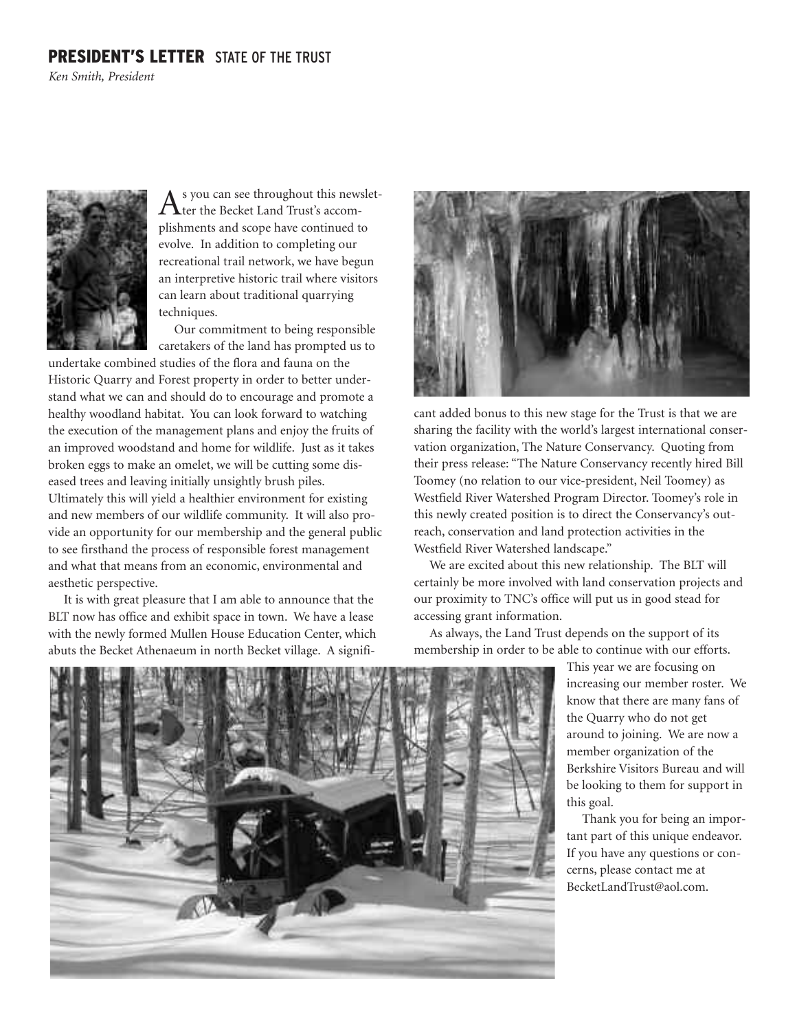## PRESIDENT'S LETTER STATE OF THE TRUST

*Ken Smith, President*

As you can see throughout this newsletter the Becket Land Trust's accomplishments and scope have continued to evolve. In addition to completing our recreational trail network, we have begun an interpretive historic trail where visitors can learn about traditional quarrying techniques.

Our commitment to being responsible caretakers of the land has prompted us to undertake combined studies of the flora and fauna on the Historic Quarry and Forest property in order to better understand what we can and should do to encourage and promote a healthy woodland habitat. You can look forward to watching the execution of the management plans and enjoy the fruits of an improved woodstand and home for wildlife. Just as it takes broken eggs to make an omelet, we will be cutting some diseased trees and leaving initially unsightly brush piles. Ultimately this will yield a healthier environment for existing and new members of our wildlife community. It will also provide an opportunity for our membership and the general public to see firsthand the process of responsible forest management and what that means from an economic, environmental and aesthetic perspective.

It is with great pleasure that I am able to announce that the BLT now has office and exhibit space in town. We have a lease with the newly formed Mullen House Education Center, which abuts the Becket Athenaeum in north Becket village. A significant added bonus to this new stage for the Trust is that we are sharing the facility with the world's largest international conservation organization, The Nature Conservancy. Quoting from their press release: "The Nature Conservancy recently hired Bill Toomey (no relation to our vice-president, Neil Toomey) as Westfield River Watershed Program Director. Toomey's role in this newly created position is to direct the Conservancy's outreach, conservation and land protection activities in the Westfield River Watershed landscape."

We are excited about this new relationship. The BLT will certainly be more involved with land conservation projects and our proximity to TNC's office will put us in good stead for accessing grant information.

As always, the Land Trust depends on the support of its membership in order to be able to continue with our efforts. This year we are focusing on increasing our member roster. We know that there are many fans of the Quarry who do not get around to joining. We are now a member organization of the Berkshire Visitors Bureau and will be looking to them for support in this goal.

Thank you for being an important part of this unique endeavor. If you have any questions or concerns, please contact me at BecketLandTrust@aol.com.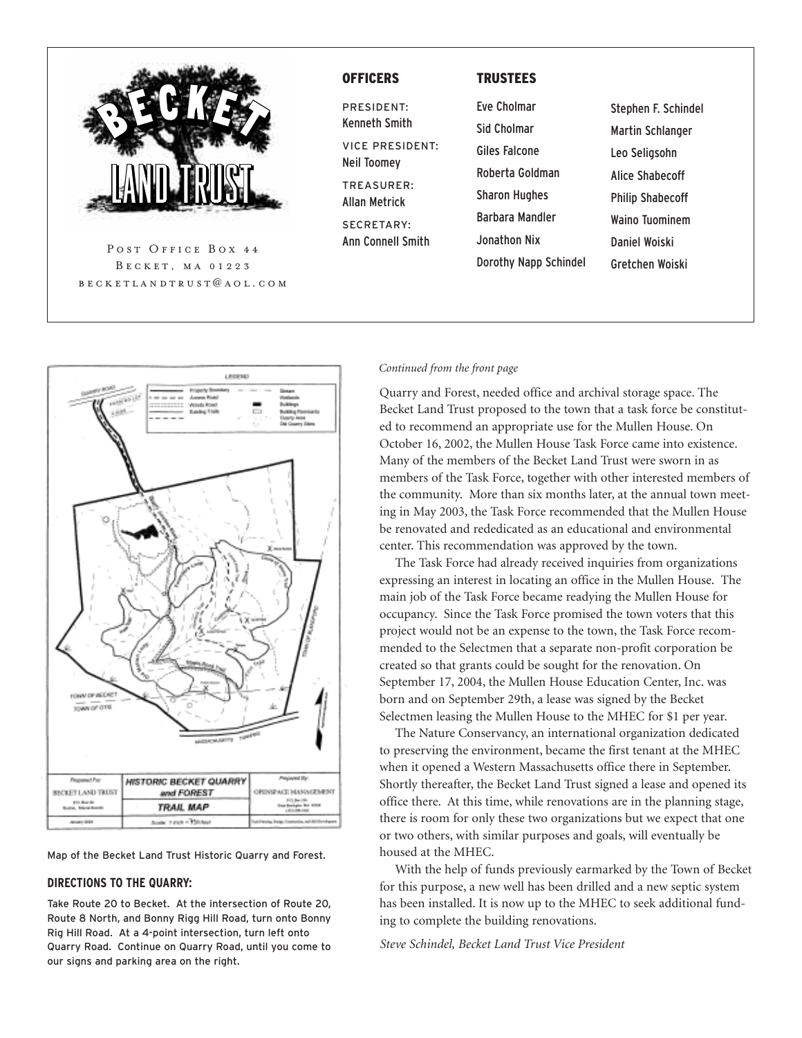**BECKET LAND TRUST**

Post Office Box 44
Becket, MA 01223
becketlandtrust@aol.com

### OFFICERS

PRESIDENT:
Kenneth Smith

VICE PRESIDENT:
Neil Toomey

TREASURER:
Allan Metrick

SECRETARY:
Ann Connell Smith

### TRUSTEES

Eve Cholmar
Sid Cholmar
Giles Falcone
Roberta Goldman
Sharon Hughes
Barbara Mandler
Jonathon Nix
Dorothy Napp Schindel
Stephen F. Schindel
Martin Schlanger
Leo Seligsohn
Alice Shabecoff
Philip Shabecoff
Waino Tuominem
Daniel Woiski
Gretchen Woiski

Map of the Becket Land Trust Historic Quarry and Forest.

### DIRECTIONS TO THE QUARRY:

Take Route 20 to Becket. At the intersection of Route 20, Route 8 North, and Bonny Rigg Hill Road, turn onto Bonny Rig Hill Road. At a 4-point intersection, turn left onto Quarry Road. Continue on Quarry Road, until you come to our signs and parking area on the right.

*Continued from the front page*

Quarry and Forest, needed office and archival storage space. The Becket Land Trust proposed to the town that a task force be constituted to recommend an appropriate use for the Mullen House. On October 16, 2002, the Mullen House Task Force came into existence. Many of the members of the Becket Land Trust were sworn in as members of the Task Force, together with other interested members of the community. More than six months later, at the annual town meeting in May 2003, the Task Force recommended that the Mullen House be renovated and rededicated as an educational and environmental center. This recommendation was approved by the town.

The Task Force had already received inquiries from organizations expressing an interest in locating an office in the Mullen House. The main job of the Task Force became readying the Mullen House for occupancy. Since the Task Force promised the town voters that this project would not be an expense to the town, the Task Force recommended to the Selectmen that a separate non-profit corporation be created so that grants could be sought for the renovation. On September 17, 2004, the Mullen House Education Center, Inc. was born and on September 29th, a lease was signed by the Becket Selectmen leasing the Mullen House to the MHEC for $1 per year.

The Nature Conservancy, an international organization dedicated to preserving the environment, became the first tenant at the MHEC when it opened a Western Massachusetts office there in September. Shortly thereafter, the Becket Land Trust signed a lease and opened its office there. At this time, while renovations are in the planning stage, there is room for only these two organizations but we expect that one or two others, with similar purposes and goals, will eventually be housed at the MHEC.

With the help of funds previously earmarked by the Town of Becket for this purpose, a new well has been drilled and a new septic system has been installed. It is now up to the MHEC to seek additional funding to complete the building renovations.

*Steve Schindel, Becket Land Trust Vice President*